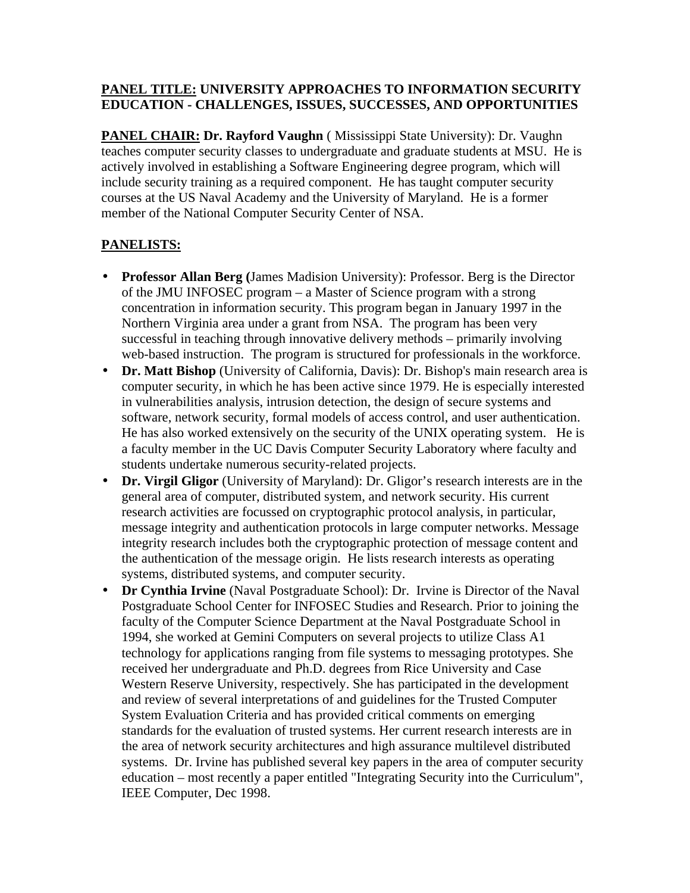**PANEL TITLE: UNIVERSITY APPROACHES TO INFORMATION SECURITY EDUCATION - CHALLENGES, ISSUES, SUCCESSES, AND OPPORTUNITIES**

**PANEL CHAIR: Dr. Rayford Vaughn** ( Mississippi State University): Dr. Vaughn teaches computer security classes to undergraduate and graduate students at MSU. He is actively involved in establishing a Software Engineering degree program, which will include security training as a required component. He has taught computer security courses at the US Naval Academy and the University of Maryland. He is a former member of the National Computer Security Center of NSA.

**PANELISTS:**

- **Professor Allan Berg (**James Madision University): Professor. Berg is the Director of the JMU INFOSEC program – a Master of Science program with a strong concentration in information security. This program began in January 1997 in the Northern Virginia area under a grant from NSA. The program has been very successful in teaching through innovative delivery methods – primarily involving web-based instruction. The program is structured for professionals in the workforce.
- **Dr. Matt Bishop** (University of California, Davis): Dr. Bishop's main research area is computer security, in which he has been active since 1979. He is especially interested in vulnerabilities analysis, intrusion detection, the design of secure systems and software, network security, formal models of access control, and user authentication. He has also worked extensively on the security of the UNIX operating system. He is a faculty member in the UC Davis Computer Security Laboratory where faculty and students undertake numerous security-related projects.
- **Dr. Virgil Gligor** (University of Maryland): Dr. Gligor's research interests are in the general area of computer, distributed system, and network security. His current research activities are focussed on cryptographic protocol analysis, in particular, message integrity and authentication protocols in large computer networks. Message integrity research includes both the cryptographic protection of message content and the authentication of the message origin. He lists research interests as operating systems, distributed systems, and computer security.
- **Dr Cynthia Irvine** (Naval Postgraduate School): Dr. Irvine is Director of the Naval Postgraduate School Center for INFOSEC Studies and Research. Prior to joining the faculty of the Computer Science Department at the Naval Postgraduate School in 1994, she worked at Gemini Computers on several projects to utilize Class A1 technology for applications ranging from file systems to messaging prototypes. She received her undergraduate and Ph.D. degrees from Rice University and Case Western Reserve University, respectively. She has participated in the development and review of several interpretations of and guidelines for the Trusted Computer System Evaluation Criteria and has provided critical comments on emerging standards for the evaluation of trusted systems. Her current research interests are in the area of network security architectures and high assurance multilevel distributed systems. Dr. Irvine has published several key papers in the area of computer security education – most recently a paper entitled "Integrating Security into the Curriculum", IEEE Computer, Dec 1998.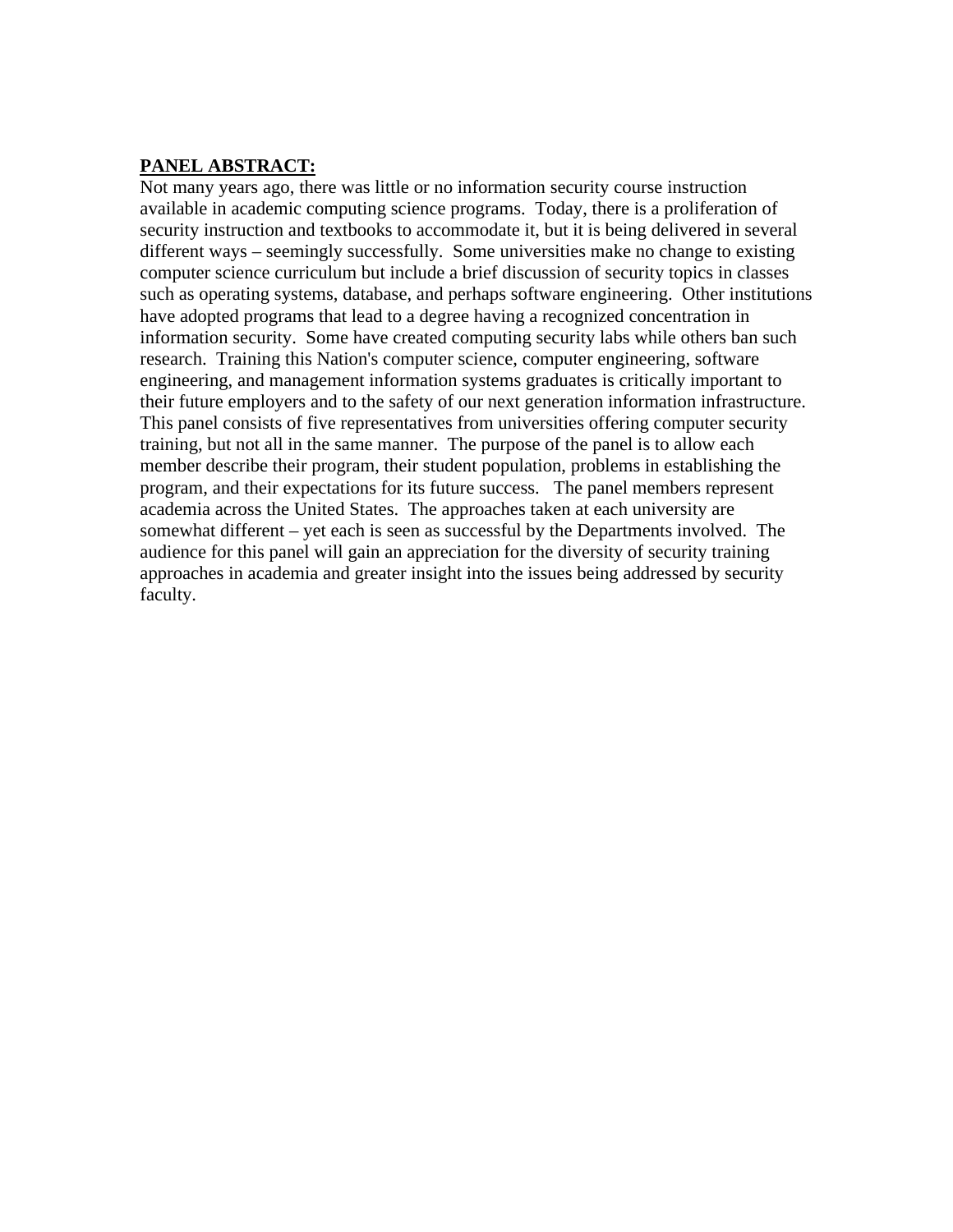**PANEL ABSTRACT:**

Not many years ago, there was little or no information security course instruction available in academic computing science programs. Today, there is a proliferation of security instruction and textbooks to accommodate it, but it is being delivered in several different ways – seemingly successfully. Some universities make no change to existing computer science curriculum but include a brief discussion of security topics in classes such as operating systems, database, and perhaps software engineering. Other institutions have adopted programs that lead to a degree having a recognized concentration in information security. Some have created computing security labs while others ban such research. Training this Nation's computer science, computer engineering, software engineering, and management information systems graduates is critically important to their future employers and to the safety of our next generation information infrastructure. This panel consists of five representatives from universities offering computer security training, but not all in the same manner. The purpose of the panel is to allow each member describe their program, their student population, problems in establishing the program, and their expectations for its future success. The panel members represent academia across the United States. The approaches taken at each university are somewhat different – yet each is seen as successful by the Departments involved. The audience for this panel will gain an appreciation for the diversity of security training approaches in academia and greater insight into the issues being addressed by security faculty.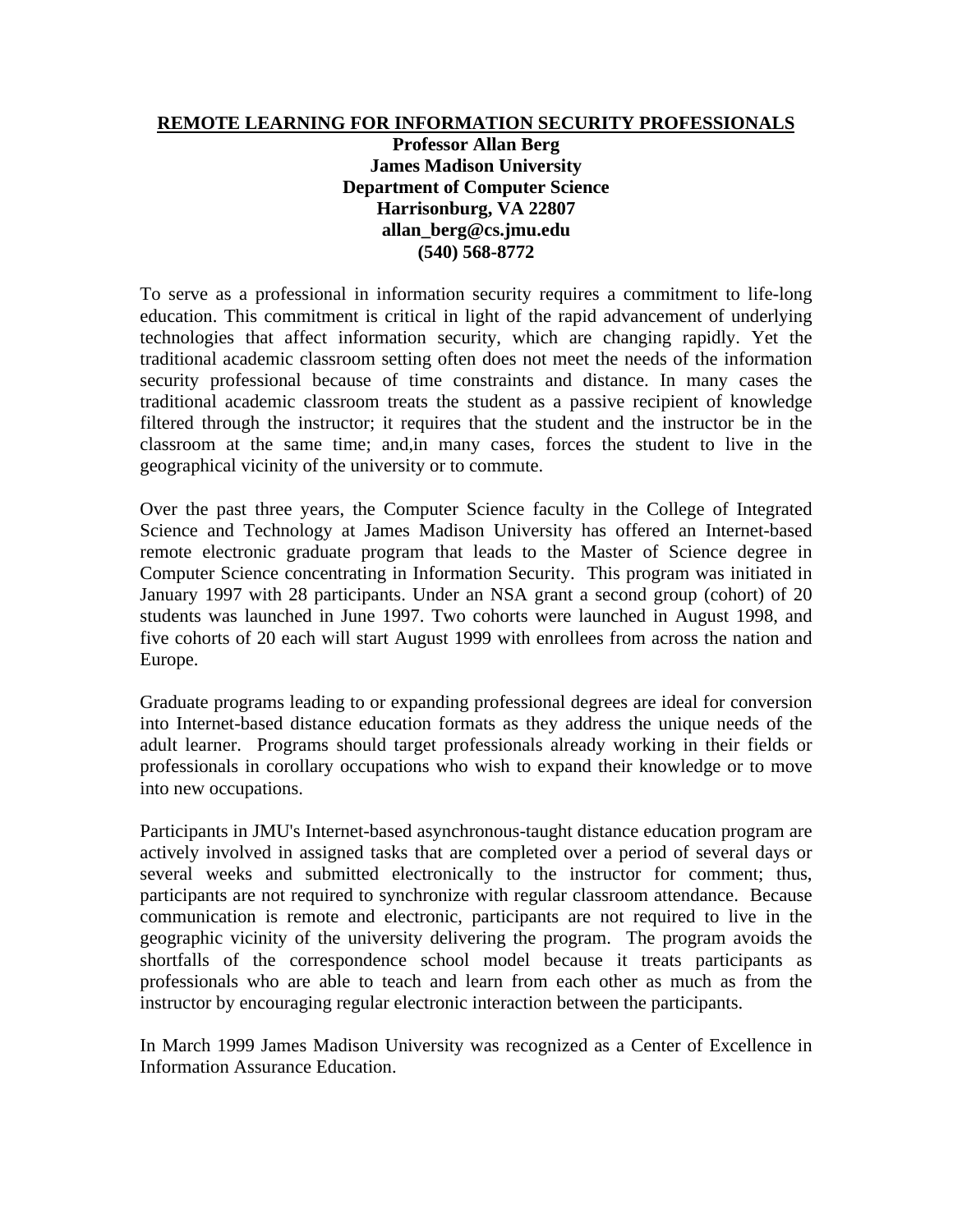# REMOTE LEARNING FOR INFORMATION SECURITY PROFESSIONALS

**Professor Allan Berg**
**James Madison University**
**Department of Computer Science**
**Harrisonburg, VA 22807**
**allan_berg@cs.jmu.edu**
**(540) 568-8772**

To serve as a professional in information security requires a commitment to life-long education. This commitment is critical in light of the rapid advancement of underlying technologies that affect information security, which are changing rapidly. Yet the traditional academic classroom setting often does not meet the needs of the information security professional because of time constraints and distance. In many cases the traditional academic classroom treats the student as a passive recipient of knowledge filtered through the instructor; it requires that the student and the instructor be in the classroom at the same time; and,in many cases, forces the student to live in the geographical vicinity of the university or to commute.

Over the past three years, the Computer Science faculty in the College of Integrated Science and Technology at James Madison University has offered an Internet-based remote electronic graduate program that leads to the Master of Science degree in Computer Science concentrating in Information Security. This program was initiated in January 1997 with 28 participants. Under an NSA grant a second group (cohort) of 20 students was launched in June 1997. Two cohorts were launched in August 1998, and five cohorts of 20 each will start August 1999 with enrollees from across the nation and Europe.

Graduate programs leading to or expanding professional degrees are ideal for conversion into Internet-based distance education formats as they address the unique needs of the adult learner. Programs should target professionals already working in their fields or professionals in corollary occupations who wish to expand their knowledge or to move into new occupations.

Participants in JMU's Internet-based asynchronous-taught distance education program are actively involved in assigned tasks that are completed over a period of several days or several weeks and submitted electronically to the instructor for comment; thus, participants are not required to synchronize with regular classroom attendance. Because communication is remote and electronic, participants are not required to live in the geographic vicinity of the university delivering the program. The program avoids the shortfalls of the correspondence school model because it treats participants as professionals who are able to teach and learn from each other as much as from the instructor by encouraging regular electronic interaction between the participants.

In March 1999 James Madison University was recognized as a Center of Excellence in Information Assurance Education.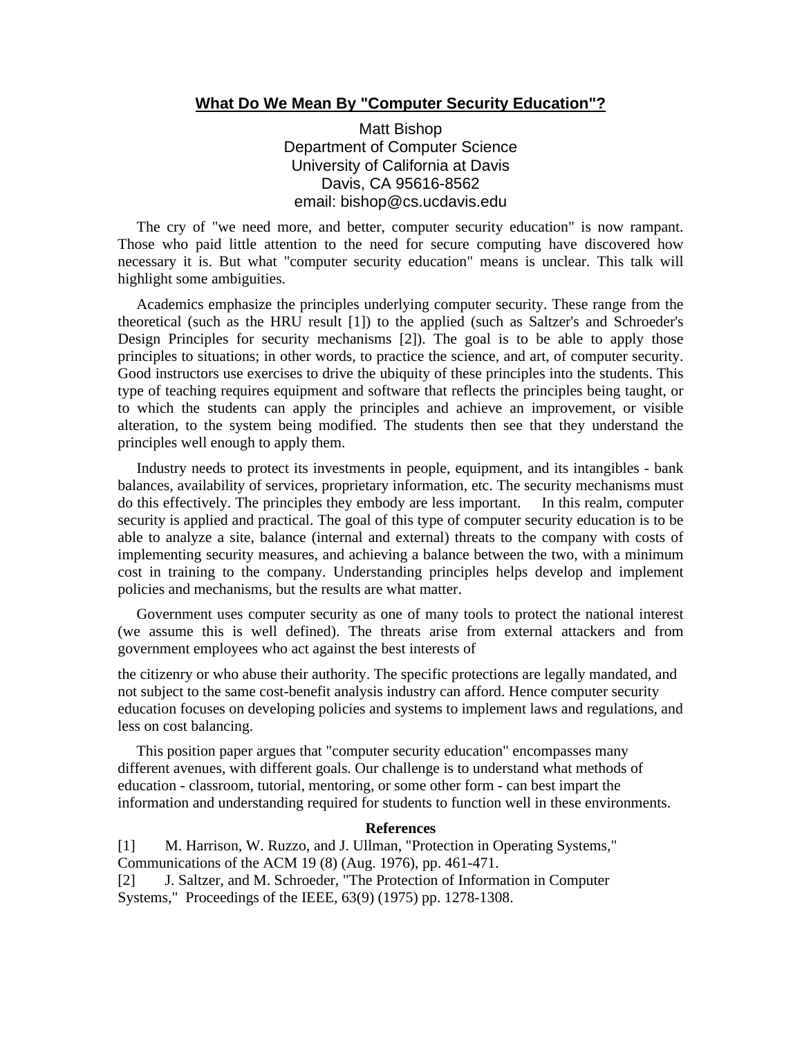# **What Do We Mean By "Computer Security Education"?**

Matt Bishop
Department of Computer Science
University of California at Davis
Davis, CA 95616-8562
email: bishop@cs.ucdavis.edu

The cry of "we need more, and better, computer security education" is now rampant. Those who paid little attention to the need for secure computing have discovered how necessary it is. But what "computer security education" means is unclear. This talk will highlight some ambiguities.

Academics emphasize the principles underlying computer security. These range from the theoretical (such as the HRU result [1]) to the applied (such as Saltzer's and Schroeder's Design Principles for security mechanisms [2]). The goal is to be able to apply those principles to situations; in other words, to practice the science, and art, of computer security. Good instructors use exercises to drive the ubiquity of these principles into the students. This type of teaching requires equipment and software that reflects the principles being taught, or to which the students can apply the principles and achieve an improvement, or visible alteration, to the system being modified. The students then see that they understand the principles well enough to apply them.

Industry needs to protect its investments in people, equipment, and its intangibles - bank balances, availability of services, proprietary information, etc. The security mechanisms must do this effectively. The principles they embody are less important. In this realm, computer security is applied and practical. The goal of this type of computer security education is to be able to analyze a site, balance (internal and external) threats to the company with costs of implementing security measures, and achieving a balance between the two, with a minimum cost in training to the company. Understanding principles helps develop and implement policies and mechanisms, but the results are what matter.

Government uses computer security as one of many tools to protect the national interest (we assume this is well defined). The threats arise from external attackers and from government employees who act against the best interests of the citizenry or who abuse their authority. The specific protections are legally mandated, and not subject to the same cost-benefit analysis industry can afford. Hence computer security education focuses on developing policies and systems to implement laws and regulations, and less on cost balancing.

This position paper argues that "computer security education" encompasses many different avenues, with different goals. Our challenge is to understand what methods of education - classroom, tutorial, mentoring, or some other form - can best impart the information and understanding required for students to function well in these environments.

**References**

[1] M. Harrison, W. Ruzzo, and J. Ullman, "Protection in Operating Systems," Communications of the ACM 19 (8) (Aug. 1976), pp. 461-471.

[2] J. Saltzer, and M. Schroeder, "The Protection of Information in Computer Systems," Proceedings of the IEEE, 63(9) (1975) pp. 1278-1308.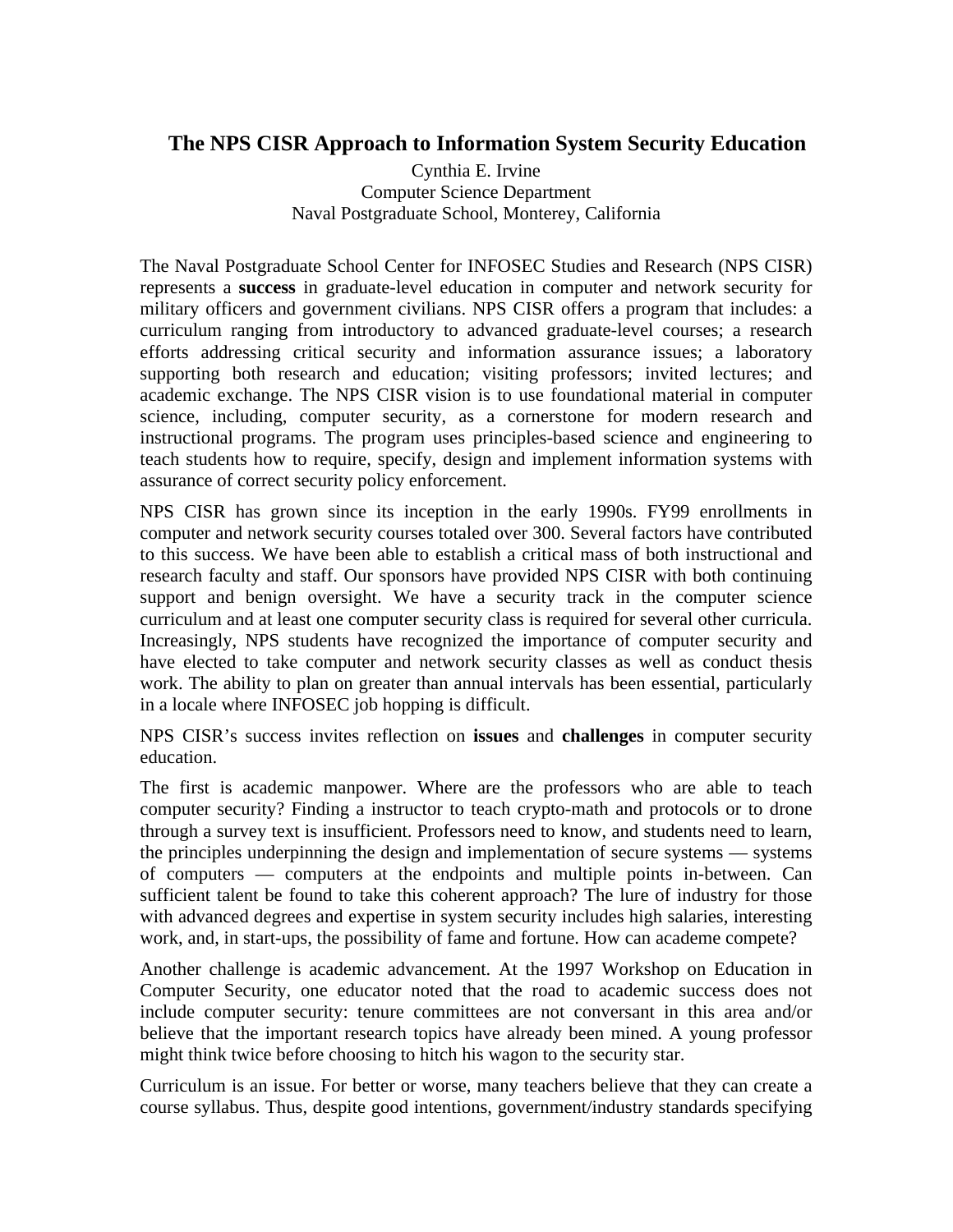## The NPS CISR Approach to Information System Security Education

Cynthia E. Irvine
Computer Science Department
Naval Postgraduate School, Monterey, California

The Naval Postgraduate School Center for INFOSEC Studies and Research (NPS CISR) represents a **success** in graduate-level education in computer and network security for military officers and government civilians. NPS CISR offers a program that includes: a curriculum ranging from introductory to advanced graduate-level courses; a research efforts addressing critical security and information assurance issues; a laboratory supporting both research and education; visiting professors; invited lectures; and academic exchange. The NPS CISR vision is to use foundational material in computer science, including, computer security, as a cornerstone for modern research and instructional programs. The program uses principles-based science and engineering to teach students how to require, specify, design and implement information systems with assurance of correct security policy enforcement.

NPS CISR has grown since its inception in the early 1990s. FY99 enrollments in computer and network security courses totaled over 300. Several factors have contributed to this success. We have been able to establish a critical mass of both instructional and research faculty and staff. Our sponsors have provided NPS CISR with both continuing support and benign oversight. We have a security track in the computer science curriculum and at least one computer security class is required for several other curricula. Increasingly, NPS students have recognized the importance of computer security and have elected to take computer and network security classes as well as conduct thesis work. The ability to plan on greater than annual intervals has been essential, particularly in a locale where INFOSEC job hopping is difficult.

NPS CISR's success invites reflection on **issues** and **challenges** in computer security education.

The first is academic manpower. Where are the professors who are able to teach computer security? Finding a instructor to teach crypto-math and protocols or to drone through a survey text is insufficient. Professors need to know, and students need to learn, the principles underpinning the design and implementation of secure systems — systems of computers — computers at the endpoints and multiple points in-between. Can sufficient talent be found to take this coherent approach? The lure of industry for those with advanced degrees and expertise in system security includes high salaries, interesting work, and, in start-ups, the possibility of fame and fortune. How can academe compete?

Another challenge is academic advancement. At the 1997 Workshop on Education in Computer Security, one educator noted that the road to academic success does not include computer security: tenure committees are not conversant in this area and/or believe that the important research topics have already been mined. A young professor might think twice before choosing to hitch his wagon to the security star.

Curriculum is an issue. For better or worse, many teachers believe that they can create a course syllabus. Thus, despite good intentions, government/industry standards specifying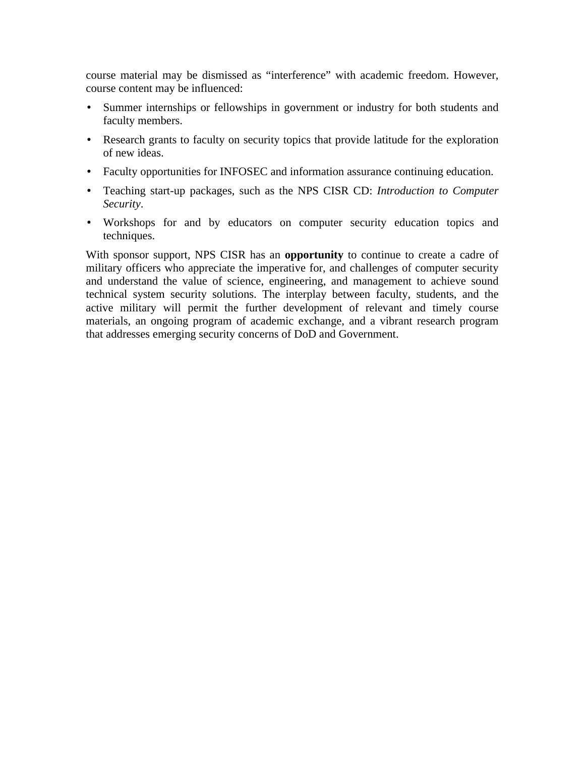course material may be dismissed as "interference" with academic freedom. However, course content may be influenced:

- Summer internships or fellowships in government or industry for both students and faculty members.
- Research grants to faculty on security topics that provide latitude for the exploration of new ideas.
- Faculty opportunities for INFOSEC and information assurance continuing education.
- Teaching start-up packages, such as the NPS CISR CD: *Introduction to Computer Security*.
- Workshops for and by educators on computer security education topics and techniques.

With sponsor support, NPS CISR has an **opportunity** to continue to create a cadre of military officers who appreciate the imperative for, and challenges of computer security and understand the value of science, engineering, and management to achieve sound technical system security solutions. The interplay between faculty, students, and the active military will permit the further development of relevant and timely course materials, an ongoing program of academic exchange, and a vibrant research program that addresses emerging security concerns of DoD and Government.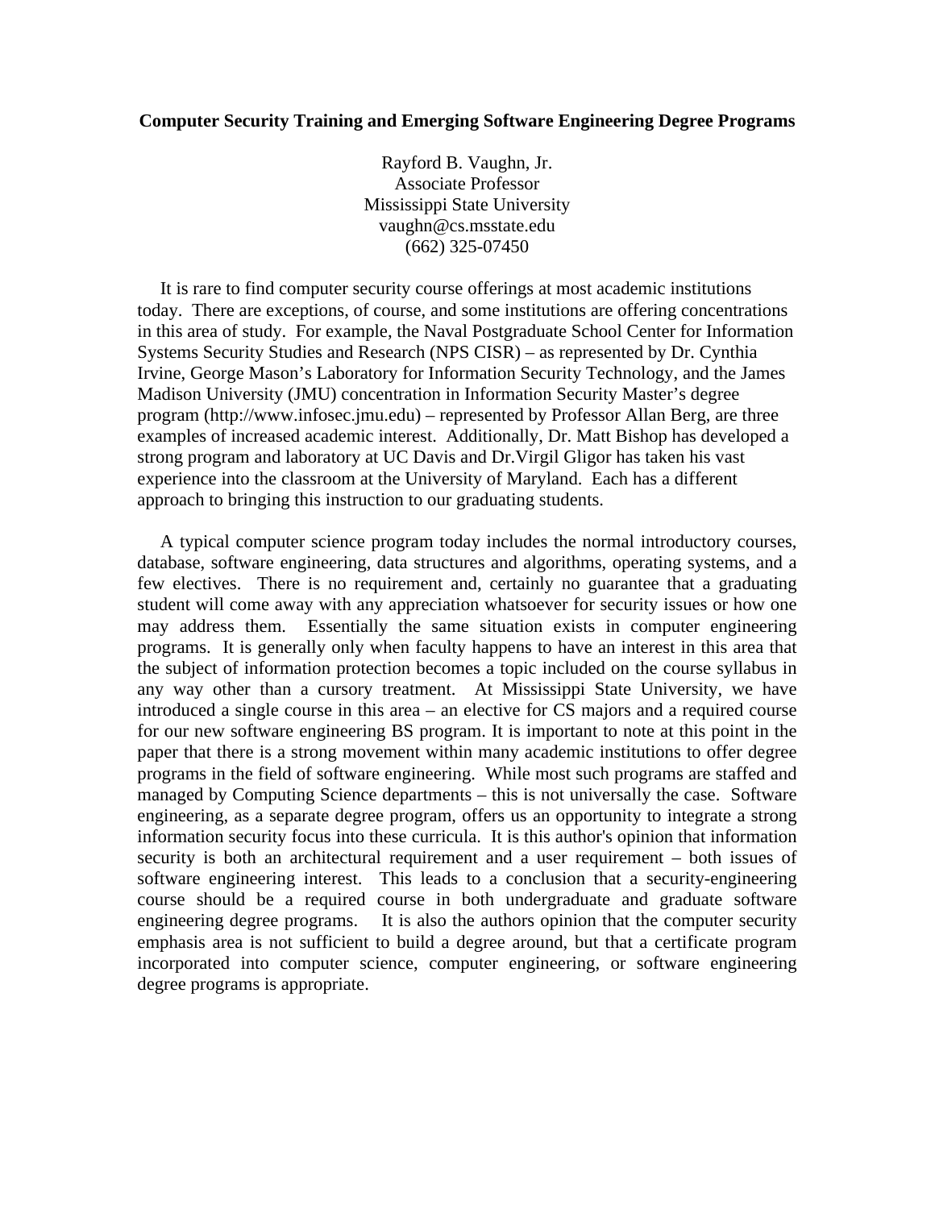**Computer Security Training and Emerging Software Engineering Degree Programs**

Rayford B. Vaughn, Jr.
Associate Professor
Mississippi State University
vaughn@cs.msstate.edu
(662) 325-07450

It is rare to find computer security course offerings at most academic institutions today. There are exceptions, of course, and some institutions are offering concentrations in this area of study. For example, the Naval Postgraduate School Center for Information Systems Security Studies and Research (NPS CISR) – as represented by Dr. Cynthia Irvine, George Mason's Laboratory for Information Security Technology, and the James Madison University (JMU) concentration in Information Security Master's degree program (http://www.infosec.jmu.edu) – represented by Professor Allan Berg, are three examples of increased academic interest. Additionally, Dr. Matt Bishop has developed a strong program and laboratory at UC Davis and Dr.Virgil Gligor has taken his vast experience into the classroom at the University of Maryland. Each has a different approach to bringing this instruction to our graduating students.

A typical computer science program today includes the normal introductory courses, database, software engineering, data structures and algorithms, operating systems, and a few electives. There is no requirement and, certainly no guarantee that a graduating student will come away with any appreciation whatsoever for security issues or how one may address them. Essentially the same situation exists in computer engineering programs. It is generally only when faculty happens to have an interest in this area that the subject of information protection becomes a topic included on the course syllabus in any way other than a cursory treatment. At Mississippi State University, we have introduced a single course in this area – an elective for CS majors and a required course for our new software engineering BS program. It is important to note at this point in the paper that there is a strong movement within many academic institutions to offer degree programs in the field of software engineering. While most such programs are staffed and managed by Computing Science departments – this is not universally the case. Software engineering, as a separate degree program, offers us an opportunity to integrate a strong information security focus into these curricula. It is this author's opinion that information security is both an architectural requirement and a user requirement – both issues of software engineering interest. This leads to a conclusion that a security-engineering course should be a required course in both undergraduate and graduate software engineering degree programs. It is also the authors opinion that the computer security emphasis area is not sufficient to build a degree around, but that a certificate program incorporated into computer science, computer engineering, or software engineering degree programs is appropriate.